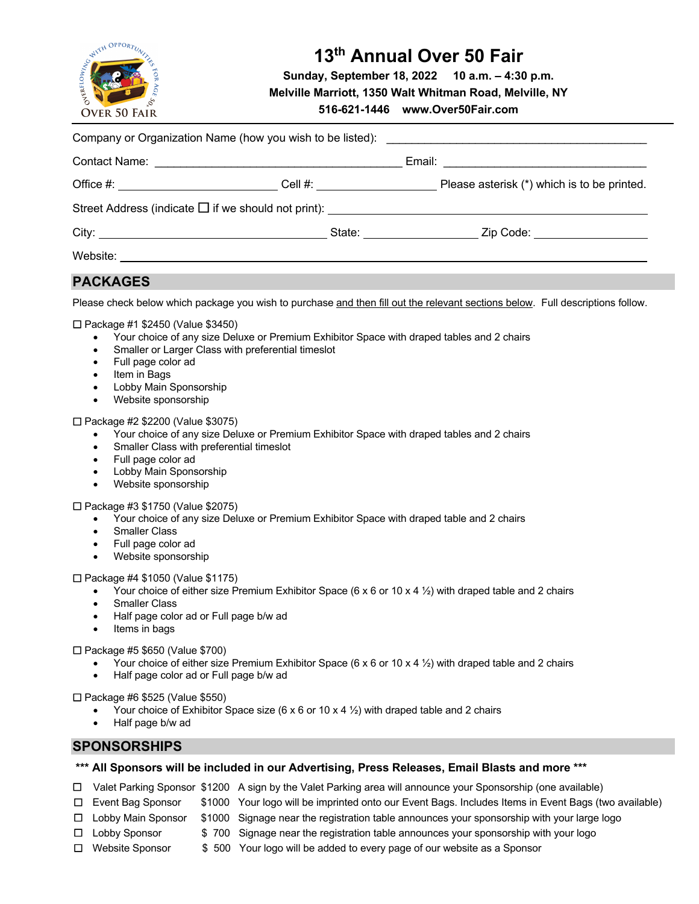# 13th Annual Over 50 Fair

**Sunday, September 18, 2022 10 a.m. – 4:30 p.m.**

**Melville Marriott, 1350 Walt Whitman Road, Melville, NY**

**516-621-1446 www.Over50Fair.com**

Company or Organization Name (how you wish to be listed): \_\_\_\_\_\_\_\_\_\_\_\_\_\_\_\_\_\_\_\_\_\_\_\_\_\_\_\_\_\_\_\_\_\_\_\_\_\_\_\_

Contact Name: \_\_\_\_\_\_\_\_\_\_\_\_\_\_\_\_\_\_\_\_\_\_\_\_\_\_\_\_\_\_\_\_\_\_\_\_\_\_\_ Email: \_\_\_\_\_\_\_\_\_\_\_\_\_\_\_\_\_\_\_\_\_\_\_\_\_\_\_\_\_\_\_

Office #: \_\_\_\_\_\_\_\_\_\_\_\_\_\_\_\_\_\_\_\_\_\_\_\_\_ Cell #: \_\_\_\_\_\_\_\_\_\_\_\_\_\_\_\_\_\_\_ Please asterisk (*) which is to be printed.

Street Address (indicate ☐ if we should not print): \_\_\_\_\_\_\_\_\_\_\_\_\_\_\_\_\_\_\_\_\_\_\_\_\_\_\_\_\_\_\_\_\_\_\_\_\_\_\_\_\_\_\_\_\_\_\_\_\_

City: \_\_\_\_\_\_\_\_\_\_\_\_\_\_\_\_\_\_\_\_\_\_\_\_\_\_\_\_\_\_\_\_\_\_\_\_\_ State: \_\_\_\_\_\_\_\_\_\_\_\_\_\_\_\_\_\_ Zip Code: \_\_\_\_\_\_\_\_\_\_\_\_\_\_\_\_\_\_

Website: \_\_\_\_\_\_\_\_\_\_\_\_\_\_\_\_\_\_\_\_\_\_\_\_\_\_\_\_\_\_\_\_\_\_\_\_\_\_\_\_\_\_\_\_\_\_\_\_\_\_\_\_\_\_\_\_\_\_\_\_\_\_\_\_\_\_\_\_\_\_\_\_\_\_\_\_\_\_\_\_

## PACKAGES

Please check below which package you wish to purchase <u>and then fill out the relevant sections below</u>. Full descriptions follow.

☐ Package #1 $2450 (Value $3450)
- Your choice of any size Deluxe or Premium Exhibitor Space with draped tables and 2 chairs
- Smaller or Larger Class with preferential timeslot
- Full page color ad
- Item in Bags
- Lobby Main Sponsorship
- Website sponsorship

☐ Package #2 $2200 (Value $3075)
- Your choice of any size Deluxe or Premium Exhibitor Space with draped tables and 2 chairs
- Smaller Class with preferential timeslot
- Full page color ad
- Lobby Main Sponsorship
- Website sponsorship

☐ Package #3 $1750 (Value $2075)
- Your choice of any size Deluxe or Premium Exhibitor Space with draped table and 2 chairs
- Smaller Class
- Full page color ad
- Website sponsorship

☐ Package #4 $1050 (Value $1175)
- Your choice of either size Premium Exhibitor Space (6 x 6 or 10 x 4 ½) with draped table and 2 chairs
- Smaller Class
- Half page color ad or Full page b/w ad
- Items in bags

☐ Package #5 $650 (Value $700)
- Your choice of either size Premium Exhibitor Space (6 x 6 or 10 x 4 ½) with draped table and 2 chairs
- Half page color ad or Full page b/w ad

☐ Package #6 $525 (Value $550)
- Your choice of Exhibitor Space size (6 x 6 or 10 x 4 ½) with draped table and 2 chairs
- Half page b/w ad

## SPONSORSHIPS

**\*\*\* All Sponsors will be included in our Advertising, Press Releases, Email Blasts and more \*\*\***

| | Sponsorship | Price | Description |
|---|---|---|---|
| ☐ | Valet Parking Sponsor | $1200 | A sign by the Valet Parking area will announce your Sponsorship (one available) |
| ☐ | Event Bag Sponsor | $1000 | Your logo will be imprinted onto our Event Bags. Includes Items in Event Bags (two available) |
| ☐ | Lobby Main Sponsor | $1000 | Signage near the registration table announces your sponsorship with your large logo |
| ☐ | Lobby Sponsor | $ 700 | Signage near the registration table announces your sponsorship with your logo |
| ☐ | Website Sponsor | $ 500 | Your logo will be added to every page of our website as a Sponsor |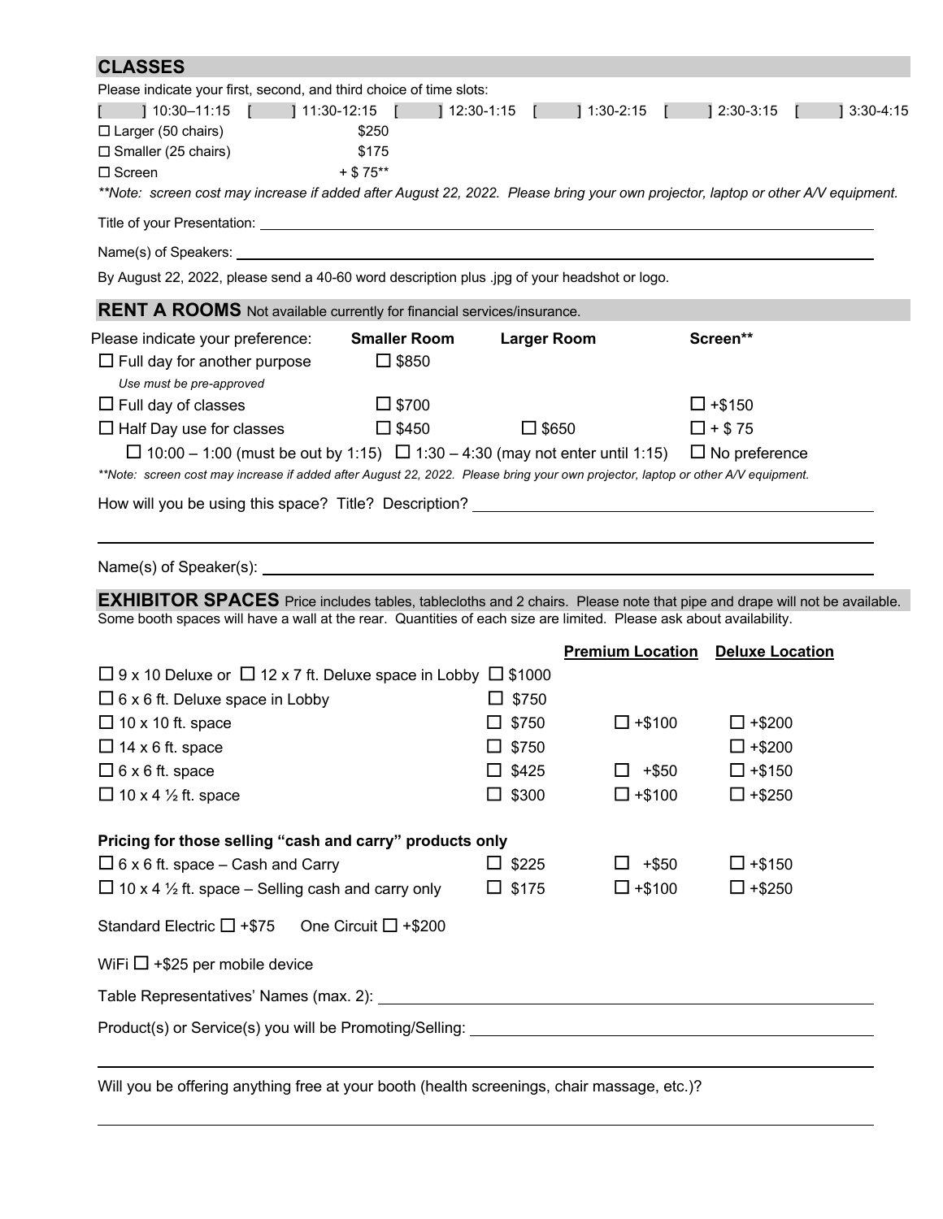## CLASSES

Please indicate your first, second, and third choice of time slots:

[ ] 10:30–11:15 [ ] 11:30-12:15 [ ] 12:30-1:15 [ ] 1:30-2:15 [ ] 2:30-3:15 [ ] 3:30-4:15

| | |
|---|---|
| ☐ Larger (50 chairs) | $250 |
| ☐ Smaller (25 chairs) | $175 |
| ☐ Screen | + $ 75** |

*\*\*Note: screen cost may increase if added after August 22, 2022. Please bring your own projector, laptop or other A/V equipment.*

Title of your Presentation: ______________________________

Name(s) of Speakers: ______________________________

By August 22, 2022, please send a 40-60 word description plus .jpg of your headshot or logo.

## RENT A ROOMS

Not available currently for financial services/insurance.

| Please indicate your preference: | Smaller Room | Larger Room | Screen** |
|---|---|---|---|
| ☐ Full day for another purpose<br>*Use must be pre-approved* | ☐ $850 | | |
| ☐ Full day of classes | ☐ $700 | | ☐ +$150 |
| ☐ Half Day use for classes | ☐ $450 | ☐ $650 | ☐ + $ 75 |

☐ 10:00 – 1:00 (must be out by 1:15) ☐ 1:30 – 4:30 (may not enter until 1:15) ☐ No preference

*\*\*Note: screen cost may increase if added after August 22, 2022. Please bring your own projector, laptop or other A/V equipment.*

How will you be using this space? Title? Description? ______________________________

______________________________

Name(s) of Speaker(s): ______________________________

## EXHIBITOR SPACES

Price includes tables, tablecloths and 2 chairs. Please note that pipe and drape will not be available. Some booth spaces will have a wall at the rear. Quantities of each size are limited. Please ask about availability.

| | | Premium Location | Deluxe Location |
|---|---|---|---|
| ☐ 9 x 10 Deluxe or ☐ 12 x 7 ft. Deluxe space in Lobby | ☐ $1000 | | |
| ☐ 6 x 6 ft. Deluxe space in Lobby | ☐ $750 | | |
| ☐ 10 x 10 ft. space | ☐ $750 | ☐ +$100 | ☐ +$200 |
| ☐ 14 x 6 ft. space | ☐ $750 | | ☐ +$200 |
| ☐ 6 x 6 ft. space | ☐ $425 | ☐ +$50 | ☐ +$150 |
| ☐ 10 x 4 ½ ft. space | ☐ $300 | ☐ +$100 | ☐ +$250 |
| **Pricing for those selling "cash and carry" products only** | | | |
| ☐ 6 x 6 ft. space – Cash and Carry | ☐ $225 | ☐ +$50 | ☐ +$150 |
| ☐ 10 x 4 ½ ft. space – Selling cash and carry only | ☐ $175 | ☐ +$100 | ☐ +$250 |

Standard Electric ☐ +$75 One Circuit ☐ +$200

WiFi ☐ +$25 per mobile device

Table Representatives' Names (max. 2): ______________________________

Product(s) or Service(s) you will be Promoting/Selling: ______________________________

______________________________

Will you be offering anything free at your booth (health screenings, chair massage, etc.)?

______________________________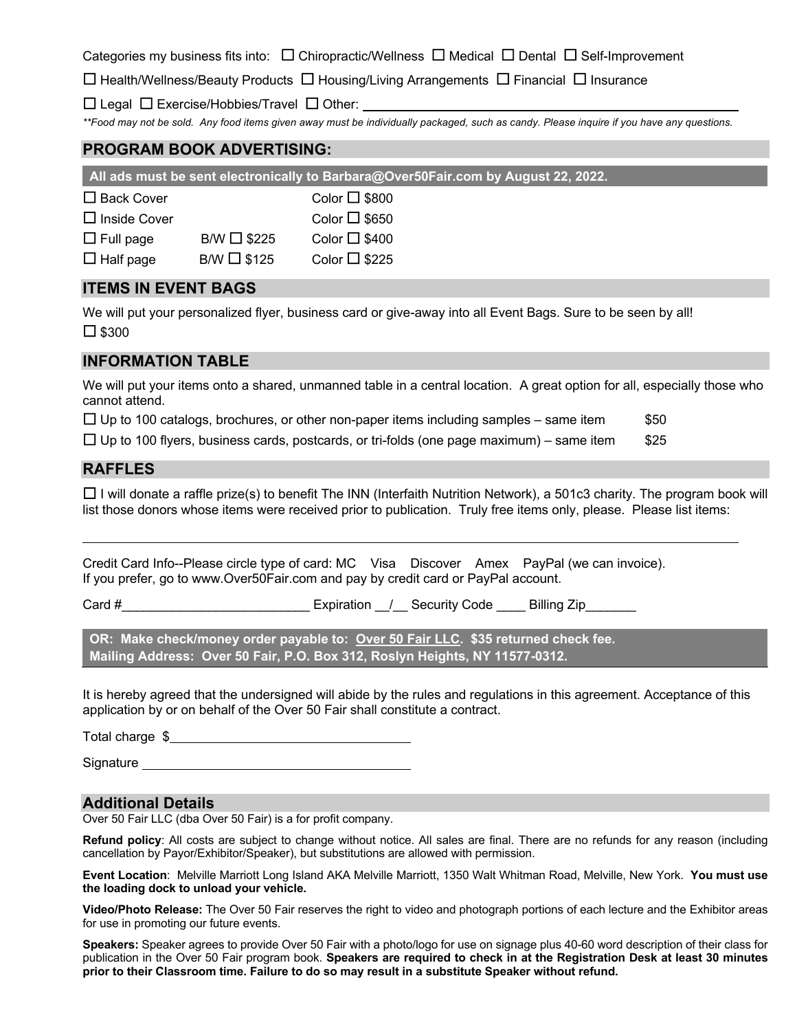Categories my business fits into: ☐ Chiropractic/Wellness ☐ Medical ☐ Dental ☐ Self-Improvement

☐ Health/Wellness/Beauty Products ☐ Housing/Living Arrangements ☐ Financial ☐ Insurance

☐ Legal ☐ Exercise/Hobbies/Travel ☐ Other: ______________________________

*\*\*Food may not be sold. Any food items given away must be individually packaged, such as candy. Please inquire if you have any questions.*

## PROGRAM BOOK ADVERTISING:

**All ads must be sent electronically to Barbara@Over50Fair.com by August 22, 2022.**

| | | |
|---|---|---|
| ☐ Back Cover | | Color ☐ $800 |
| ☐ Inside Cover | | Color ☐ $650 |
| ☐ Full page | B/W ☐ $225 | Color ☐ $400 |
| ☐ Half page | B/W ☐ $125 | Color ☐ $225 |

## ITEMS IN EVENT BAGS

We will put your personalized flyer, business card or give-away into all Event Bags. Sure to be seen by all!

☐ $300

## INFORMATION TABLE

We will put your items onto a shared, unmanned table in a central location. A great option for all, especially those who cannot attend.

☐ Up to 100 catalogs, brochures, or other non-paper items including samples – same item $50

☐ Up to 100 flyers, business cards, postcards, or tri-folds (one page maximum) – same item $25

## RAFFLES

☐ I will donate a raffle prize(s) to benefit The INN (Interfaith Nutrition Network), a 501c3 charity. The program book will list those donors whose items were received prior to publication. Truly free items only, please. Please list items:

______________________________________________________________________

Credit Card Info--Please circle type of card: MC Visa Discover Amex PayPal (we can invoice).
If you prefer, go to www.Over50Fair.com and pay by credit card or PayPal account.

Card #_________________________ Expiration __/__ Security Code ____ Billing Zip_______

**OR: Make check/money order payable to: Over 50 Fair LLC. $35 returned check fee.**
**Mailing Address: Over 50 Fair, P.O. Box 312, Roslyn Heights, NY 11577-0312.**

It is hereby agreed that the undersigned will abide by the rules and regulations in this agreement. Acceptance of this application by or on behalf of the Over 50 Fair shall constitute a contract.

Total charge $________________________________

Signature ___________________________________

## Additional Details

Over 50 Fair LLC (dba Over 50 Fair) is a for profit company.

**Refund policy**: All costs are subject to change without notice. All sales are final. There are no refunds for any reason (including cancellation by Payor/Exhibitor/Speaker), but substitutions are allowed with permission.

**Event Location**: Melville Marriott Long Island AKA Melville Marriott, 1350 Walt Whitman Road, Melville, New York. **You must use the loading dock to unload your vehicle.**

**Video/Photo Release:** The Over 50 Fair reserves the right to video and photograph portions of each lecture and the Exhibitor areas for use in promoting our future events.

**Speakers:** Speaker agrees to provide Over 50 Fair with a photo/logo for use on signage plus 40-60 word description of their class for publication in the Over 50 Fair program book. **Speakers are required to check in at the Registration Desk at least 30 minutes prior to their Classroom time. Failure to do so may result in a substitute Speaker without refund.**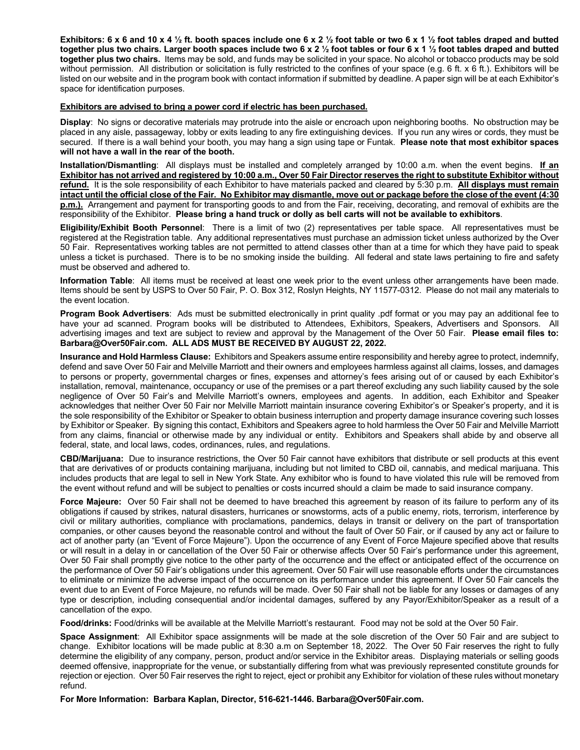**Exhibitors: 6 x 6 and 10 x 4 ½ ft. booth spaces include one 6 x 2 ½ foot table or two 6 x 1 ½ foot tables draped and butted together plus two chairs. Larger booth spaces include two 6 x 2 ½ foot tables or four 6 x 1 ½ foot tables draped and butted together plus two chairs.** Items may be sold, and funds may be solicited in your space. No alcohol or tobacco products may be sold without permission. All distribution or solicitation is fully restricted to the confines of your space (e.g. 6 ft. x 6 ft.). Exhibitors will be listed on our website and in the program book with contact information if submitted by deadline. A paper sign will be at each Exhibitor's space for identification purposes.

**Exhibitors are advised to bring a power cord if electric has been purchased.**

**Display**: No signs or decorative materials may protrude into the aisle or encroach upon neighboring booths. No obstruction may be placed in any aisle, passageway, lobby or exits leading to any fire extinguishing devices. If you run any wires or cords, they must be secured. If there is a wall behind your booth, you may hang a sign using tape or Funtak. **Please note that most exhibitor spaces will not have a wall in the rear of the booth.**

**Installation/Dismantling**: All displays must be installed and completely arranged by 10:00 a.m. when the event begins. **If an Exhibitor has not arrived and registered by 10:00 a.m., Over 50 Fair Director reserves the right to substitute Exhibitor without refund.** It is the sole responsibility of each Exhibitor to have materials packed and cleared by 5:30 p.m. **All displays must remain intact until the official close of the Fair. No Exhibitor may dismantle, move out or package before the close of the event (4:30 p.m.).** Arrangement and payment for transporting goods to and from the Fair, receiving, decorating, and removal of exhibits are the responsibility of the Exhibitor. **Please bring a hand truck or dolly as bell carts will not be available to exhibitors**.

**Eligibility/Exhibit Booth Personnel**: There is a limit of two (2) representatives per table space. All representatives must be registered at the Registration table. Any additional representatives must purchase an admission ticket unless authorized by the Over 50 Fair. Representatives working tables are not permitted to attend classes other than at a time for which they have paid to speak unless a ticket is purchased. There is to be no smoking inside the building. All federal and state laws pertaining to fire and safety must be observed and adhered to.

**Information Table**: All items must be received at least one week prior to the event unless other arrangements have been made. Items should be sent by USPS to Over 50 Fair, P. O. Box 312, Roslyn Heights, NY 11577-0312. Please do not mail any materials to the event location.

**Program Book Advertisers**: Ads must be submitted electronically in print quality .pdf format or you may pay an additional fee to have your ad scanned. Program books will be distributed to Attendees, Exhibitors, Speakers, Advertisers and Sponsors. All advertising images and text are subject to review and approval by the Management of the Over 50 Fair. **Please email files to: Barbara@Over50Fair.com. ALL ADS MUST BE RECEIVED BY AUGUST 22, 2022.**

**Insurance and Hold Harmless Clause:** Exhibitors and Speakers assume entire responsibility and hereby agree to protect, indemnify, defend and save Over 50 Fair and Melville Marriott and their owners and employees harmless against all claims, losses, and damages to persons or property, governmental charges or fines, expenses and attorney's fees arising out of or caused by each Exhibitor's installation, removal, maintenance, occupancy or use of the premises or a part thereof excluding any such liability caused by the sole negligence of Over 50 Fair's and Melville Marriott's owners, employees and agents. In addition, each Exhibitor and Speaker acknowledges that neither Over 50 Fair nor Melville Marriott maintain insurance covering Exhibitor's or Speaker's property, and it is the sole responsibility of the Exhibitor or Speaker to obtain business interruption and property damage insurance covering such losses by Exhibitor or Speaker. By signing this contact, Exhibitors and Speakers agree to hold harmless the Over 50 Fair and Melville Marriott from any claims, financial or otherwise made by any individual or entity. Exhibitors and Speakers shall abide by and observe all federal, state, and local laws, codes, ordinances, rules, and regulations.

**CBD/Marijuana:** Due to insurance restrictions, the Over 50 Fair cannot have exhibitors that distribute or sell products at this event that are derivatives of or products containing marijuana, including but not limited to CBD oil, cannabis, and medical marijuana. This includes products that are legal to sell in New York State. Any exhibitor who is found to have violated this rule will be removed from the event without refund and will be subject to penalties or costs incurred should a claim be made to said insurance company.

**Force Majeure:** Over 50 Fair shall not be deemed to have breached this agreement by reason of its failure to perform any of its obligations if caused by strikes, natural disasters, hurricanes or snowstorms, acts of a public enemy, riots, terrorism, interference by civil or military authorities, compliance with proclamations, pandemics, delays in transit or delivery on the part of transportation companies, or other causes beyond the reasonable control and without the fault of Over 50 Fair, or if caused by any act or failure to act of another party (an "Event of Force Majeure"). Upon the occurrence of any Event of Force Majeure specified above that results or will result in a delay in or cancellation of the Over 50 Fair or otherwise affects Over 50 Fair's performance under this agreement, Over 50 Fair shall promptly give notice to the other party of the occurrence and the effect or anticipated effect of the occurrence on the performance of Over 50 Fair's obligations under this agreement. Over 50 Fair will use reasonable efforts under the circumstances to eliminate or minimize the adverse impact of the occurrence on its performance under this agreement. If Over 50 Fair cancels the event due to an Event of Force Majeure, no refunds will be made. Over 50 Fair shall not be liable for any losses or damages of any type or description, including consequential and/or incidental damages, suffered by any Payor/Exhibitor/Speaker as a result of a cancellation of the expo.

**Food/drinks:** Food/drinks will be available at the Melville Marriott's restaurant. Food may not be sold at the Over 50 Fair.

**Space Assignment**: All Exhibitor space assignments will be made at the sole discretion of the Over 50 Fair and are subject to change. Exhibitor locations will be made public at 8:30 a.m on September 18, 2022. The Over 50 Fair reserves the right to fully determine the eligibility of any company, person, product and/or service in the Exhibitor areas. Displaying materials or selling goods deemed offensive, inappropriate for the venue, or substantially differing from what was previously represented constitute grounds for rejection or ejection. Over 50 Fair reserves the right to reject, eject or prohibit any Exhibitor for violation of these rules without monetary refund.

**For More Information: Barbara Kaplan, Director, 516-621-1446. Barbara@Over50Fair.com.**